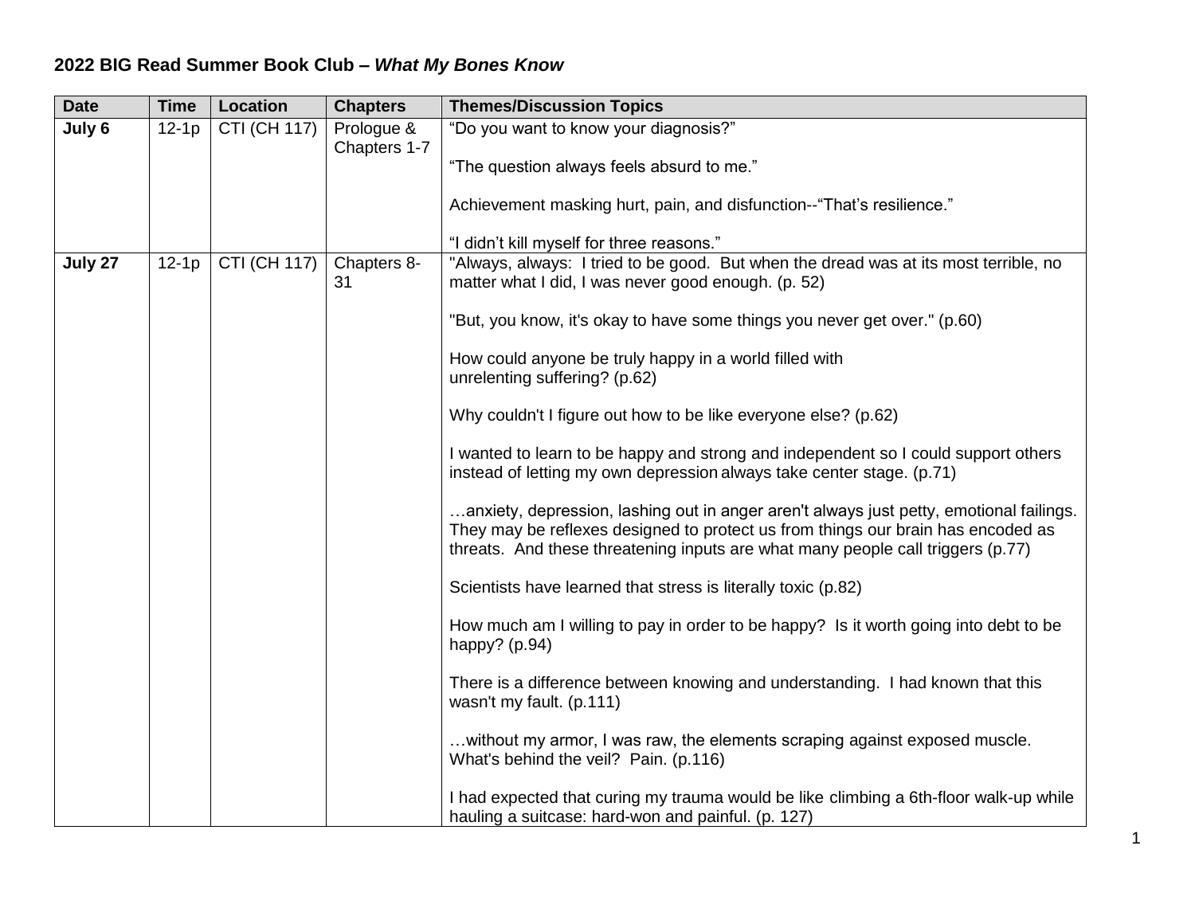## 2022 BIG Read Summer Book Club – *What My Bones Know*

| Date | Time | Location | Chapters | Themes/Discussion Topics |
|---|---|---|---|---|
| **July 6** | 12-1p | CTI (CH 117) | Prologue & Chapters 1-7 | "Do you want to know your diagnosis?"<br><br>"The question always feels absurd to me."<br><br>Achievement masking hurt, pain, and disfunction--"That's resilience."<br><br>"I didn't kill myself for three reasons." |
| **July 27** | 12-1p | CTI (CH 117) | Chapters 8-31 | "Always, always: I tried to be good. But when the dread was at its most terrible, no matter what I did, I was never good enough. (p. 52)<br><br>"But, you know, it's okay to have some things you never get over." (p.60)<br><br>How could anyone be truly happy in a world filled with unrelenting suffering? (p.62)<br><br>Why couldn't I figure out how to be like everyone else? (p.62)<br><br>I wanted to learn to be happy and strong and independent so I could support others instead of letting my own depression always take center stage. (p.71)<br><br>…anxiety, depression, lashing out in anger aren't always just petty, emotional failings. They may be reflexes designed to protect us from things our brain has encoded as threats. And these threatening inputs are what many people call triggers (p.77)<br><br>Scientists have learned that stress is literally toxic (p.82)<br><br>How much am I willing to pay in order to be happy? Is it worth going into debt to be happy? (p.94)<br><br>There is a difference between knowing and understanding. I had known that this wasn't my fault. (p.111)<br><br>…without my armor, I was raw, the elements scraping against exposed muscle. What's behind the veil? Pain. (p.116)<br><br>I had expected that curing my trauma would be like climbing a 6th-floor walk-up while hauling a suitcase: hard-won and painful. (p. 127) |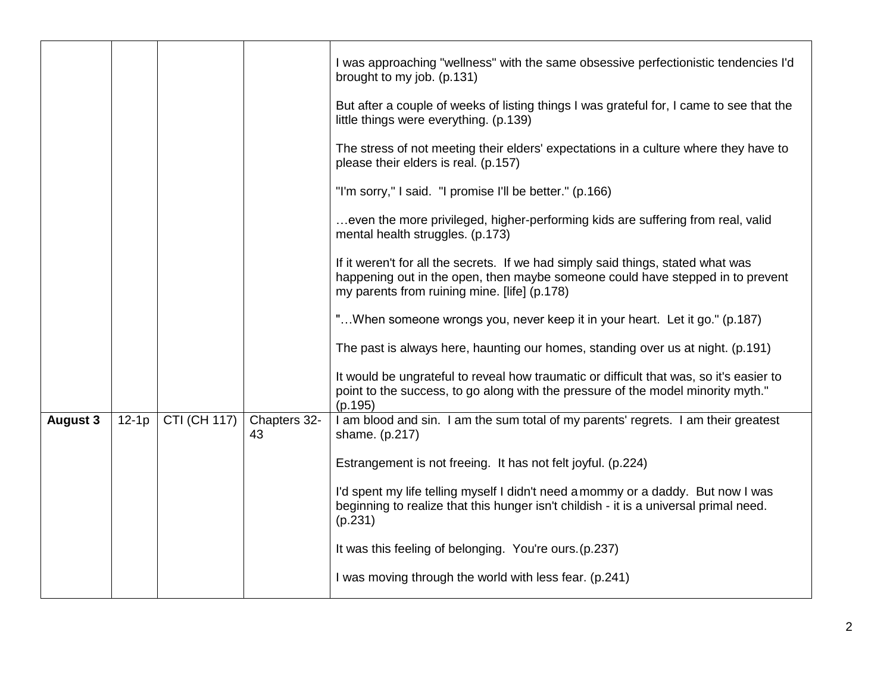| | | | | |
|---|---|---|---|---|
| | | | | I was approaching "wellness" with the same obsessive perfectionistic tendencies I'd brought to my job. (p.131)<br><br>But after a couple of weeks of listing things I was grateful for, I came to see that the little things were everything. (p.139)<br><br>The stress of not meeting their elders' expectations in a culture where they have to please their elders is real. (p.157)<br><br>"I'm sorry," I said. "I promise I'll be better." (p.166)<br><br>…even the more privileged, higher-performing kids are suffering from real, valid mental health struggles. (p.173)<br><br>If it weren't for all the secrets. If we had simply said things, stated what was happening out in the open, then maybe someone could have stepped in to prevent my parents from ruining mine. [life] (p.178)<br><br>"…When someone wrongs you, never keep it in your heart. Let it go." (p.187)<br><br>The past is always here, haunting our homes, standing over us at night. (p.191)<br><br>It would be ungrateful to reveal how traumatic or difficult that was, so it's easier to point to the success, to go along with the pressure of the model minority myth." (p.195) |
| **August 3** | 12-1p | CTI (CH 117) | Chapters 32-43 | I am blood and sin. I am the sum total of my parents' regrets. I am their greatest shame. (p.217)<br><br>Estrangement is not freeing. It has not felt joyful. (p.224)<br><br>I'd spent my life telling myself I didn't need a mommy or a daddy. But now I was beginning to realize that this hunger isn't childish - it is a universal primal need. (p.231)<br><br>It was this feeling of belonging. You're ours. (p.237)<br><br>I was moving through the world with less fear. (p.241) |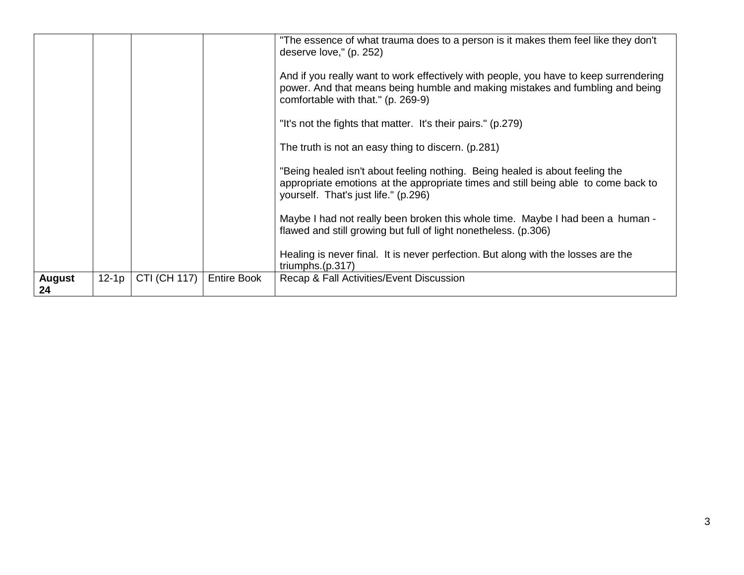| | | | | |
|---|---|---|---|---|
| | | | | "The essence of what trauma does to a person is it makes them feel like they don't deserve love," (p. 252)<br><br>And if you really want to work effectively with people, you have to keep surrendering power. And that means being humble and making mistakes and fumbling and being comfortable with that." (p. 269-9)<br><br>"It's not the fights that matter. It's their pairs." (p.279)<br><br>The truth is not an easy thing to discern. (p.281)<br><br>"Being healed isn't about feeling nothing. Being healed is about feeling the appropriate emotions at the appropriate times and still being able to come back to yourself. That's just life." (p.296)<br><br>Maybe I had not really been broken this whole time. Maybe I had been a human - flawed and still growing but full of light nonetheless. (p.306)<br><br>Healing is never final. It is never perfection. But along with the losses are the triumphs.(p.317) |
| **August 24** | 12-1p | CTI (CH 117) | Entire Book | Recap & Fall Activities/Event Discussion |